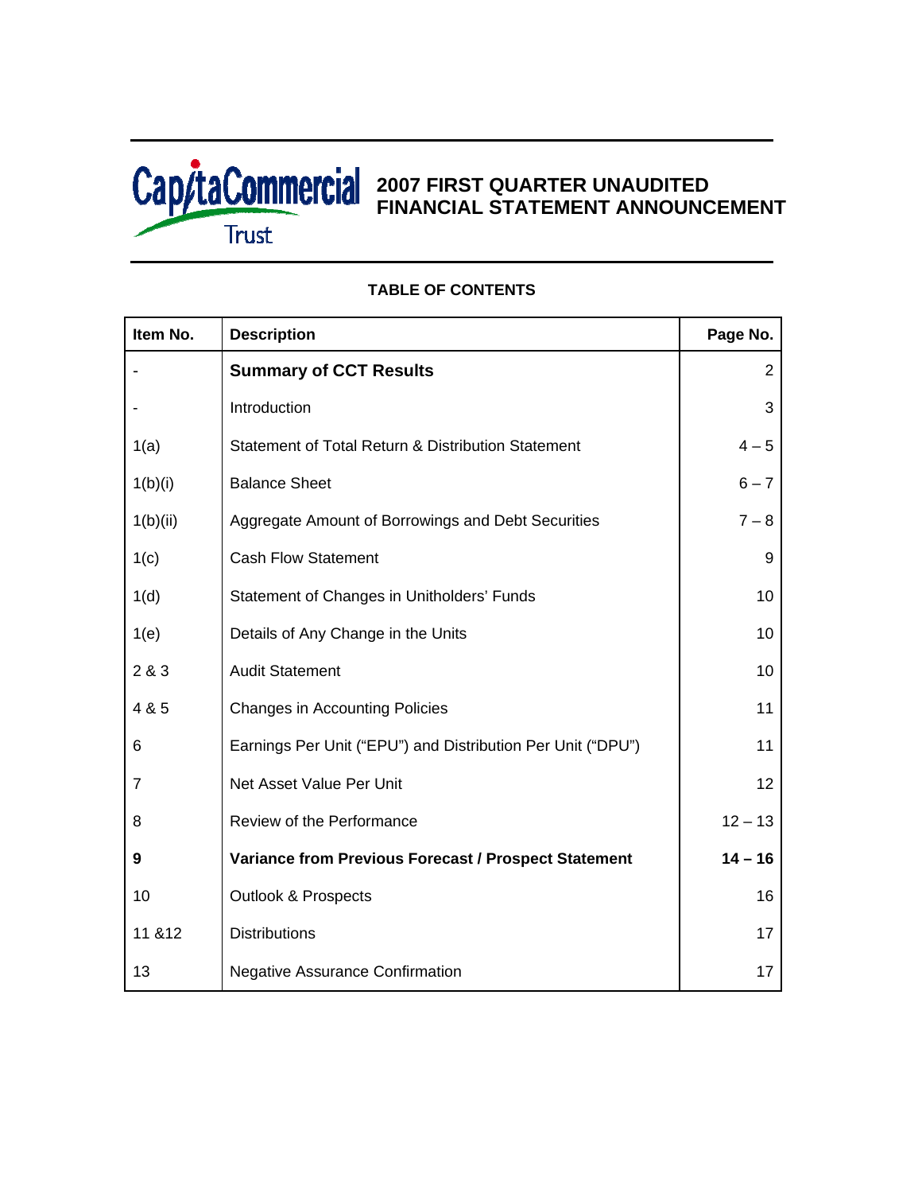CapitaCommercial Trust

# 2007 FIRST QUARTER UNAUDITED FINANCIAL STATEMENT ANNOUNCEMENT

## TABLE OF CONTENTS

| Item No. | Description | Page No. |
|---|---|---|
| - | **Summary of CCT Results** | 2 |
| - | Introduction | 3 |
| 1(a) | Statement of Total Return & Distribution Statement | 4 – 5 |
| 1(b)(i) | Balance Sheet | 6 – 7 |
| 1(b)(ii) | Aggregate Amount of Borrowings and Debt Securities | 7 – 8 |
| 1(c) | Cash Flow Statement | 9 |
| 1(d) | Statement of Changes in Unitholders' Funds | 10 |
| 1(e) | Details of Any Change in the Units | 10 |
| 2 & 3 | Audit Statement | 10 |
| 4 & 5 | Changes in Accounting Policies | 11 |
| 6 | Earnings Per Unit ("EPU") and Distribution Per Unit ("DPU") | 11 |
| 7 | Net Asset Value Per Unit | 12 |
| 8 | Review of the Performance | 12 – 13 |
| **9** | **Variance from Previous Forecast / Prospect Statement** | **14 – 16** |
| 10 | Outlook & Prospects | 16 |
| 11 &12 | Distributions | 17 |
| 13 | Negative Assurance Confirmation | 17 |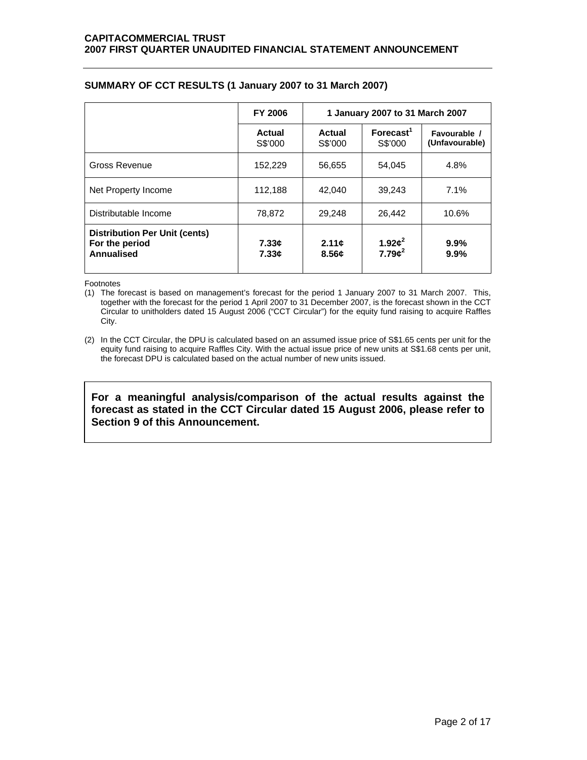## SUMMARY OF CCT RESULTS (1 January 2007 to 31 March 2007)

| | FY 2006 | 1 January 2007 to 31 March 2007 | | |
|---|---|---|---|---|
| | **Actual** S$'000 | **Actual** S$'000 | **Forecast[1]** S$'000 | **Favourable / (Unfavourable)** |
| Gross Revenue | 152,229 | 56,655 | 54,045 | 4.8% |
| Net Property Income | 112,188 | 42,040 | 39,243 | 7.1% |
| Distributable Income | 78,872 | 29,248 | 26,442 | 10.6% |
| **Distribution Per Unit (cents)** **For the period** **Annualised** | **7.33¢** **7.33¢** | **2.11¢** **8.56¢** | **1.92¢[2]** **7.79¢[2]** | **9.9%** **9.9%** |

Footnotes

(1) The forecast is based on management's forecast for the period 1 January 2007 to 31 March 2007. This, together with the forecast for the period 1 April 2007 to 31 December 2007, is the forecast shown in the CCT Circular to unitholders dated 15 August 2006 ("CCT Circular") for the equity fund raising to acquire Raffles City.

(2) In the CCT Circular, the DPU is calculated based on an assumed issue price of S$1.65 cents per unit for the equity fund raising to acquire Raffles City. With the actual issue price of new units at S$1.68 cents per unit, the forecast DPU is calculated based on the actual number of new units issued.

**For a meaningful analysis/comparison of the actual results against the forecast as stated in the CCT Circular dated 15 August 2006, please refer to Section 9 of this Announcement.**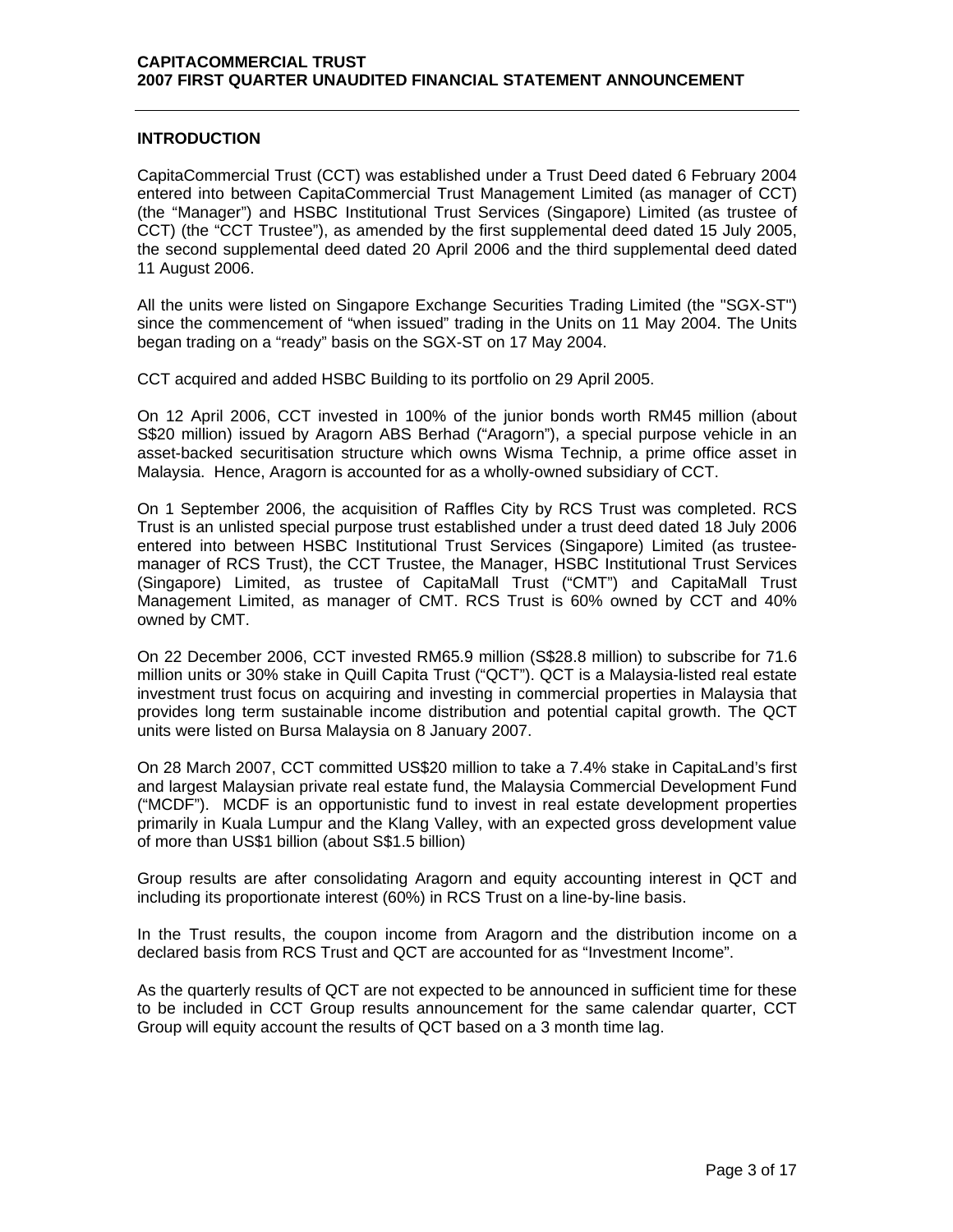## INTRODUCTION

CapitaCommercial Trust (CCT) was established under a Trust Deed dated 6 February 2004 entered into between CapitaCommercial Trust Management Limited (as manager of CCT) (the "Manager") and HSBC Institutional Trust Services (Singapore) Limited (as trustee of CCT) (the "CCT Trustee"), as amended by the first supplemental deed dated 15 July 2005, the second supplemental deed dated 20 April 2006 and the third supplemental deed dated 11 August 2006.

All the units were listed on Singapore Exchange Securities Trading Limited (the "SGX-ST") since the commencement of "when issued" trading in the Units on 11 May 2004. The Units began trading on a "ready" basis on the SGX-ST on 17 May 2004.

CCT acquired and added HSBC Building to its portfolio on 29 April 2005.

On 12 April 2006, CCT invested in 100% of the junior bonds worth RM45 million (about S$20 million) issued by Aragorn ABS Berhad ("Aragorn"), a special purpose vehicle in an asset-backed securitisation structure which owns Wisma Technip, a prime office asset in Malaysia. Hence, Aragorn is accounted for as a wholly-owned subsidiary of CCT.

On 1 September 2006, the acquisition of Raffles City by RCS Trust was completed. RCS Trust is an unlisted special purpose trust established under a trust deed dated 18 July 2006 entered into between HSBC Institutional Trust Services (Singapore) Limited (as trustee-manager of RCS Trust), the CCT Trustee, the Manager, HSBC Institutional Trust Services (Singapore) Limited, as trustee of CapitaMall Trust ("CMT") and CapitaMall Trust Management Limited, as manager of CMT. RCS Trust is 60% owned by CCT and 40% owned by CMT.

On 22 December 2006, CCT invested RM65.9 million (S$28.8 million) to subscribe for 71.6 million units or 30% stake in Quill Capita Trust ("QCT"). QCT is a Malaysia-listed real estate investment trust focus on acquiring and investing in commercial properties in Malaysia that provides long term sustainable income distribution and potential capital growth. The QCT units were listed on Bursa Malaysia on 8 January 2007.

On 28 March 2007, CCT committed US$20 million to take a 7.4% stake in CapitaLand's first and largest Malaysian private real estate fund, the Malaysia Commercial Development Fund ("MCDF"). MCDF is an opportunistic fund to invest in real estate development properties primarily in Kuala Lumpur and the Klang Valley, with an expected gross development value of more than US$1 billion (about S$1.5 billion)

Group results are after consolidating Aragorn and equity accounting interest in QCT and including its proportionate interest (60%) in RCS Trust on a line-by-line basis.

In the Trust results, the coupon income from Aragorn and the distribution income on a declared basis from RCS Trust and QCT are accounted for as "Investment Income".

As the quarterly results of QCT are not expected to be announced in sufficient time for these to be included in CCT Group results announcement for the same calendar quarter, CCT Group will equity account the results of QCT based on a 3 month time lag.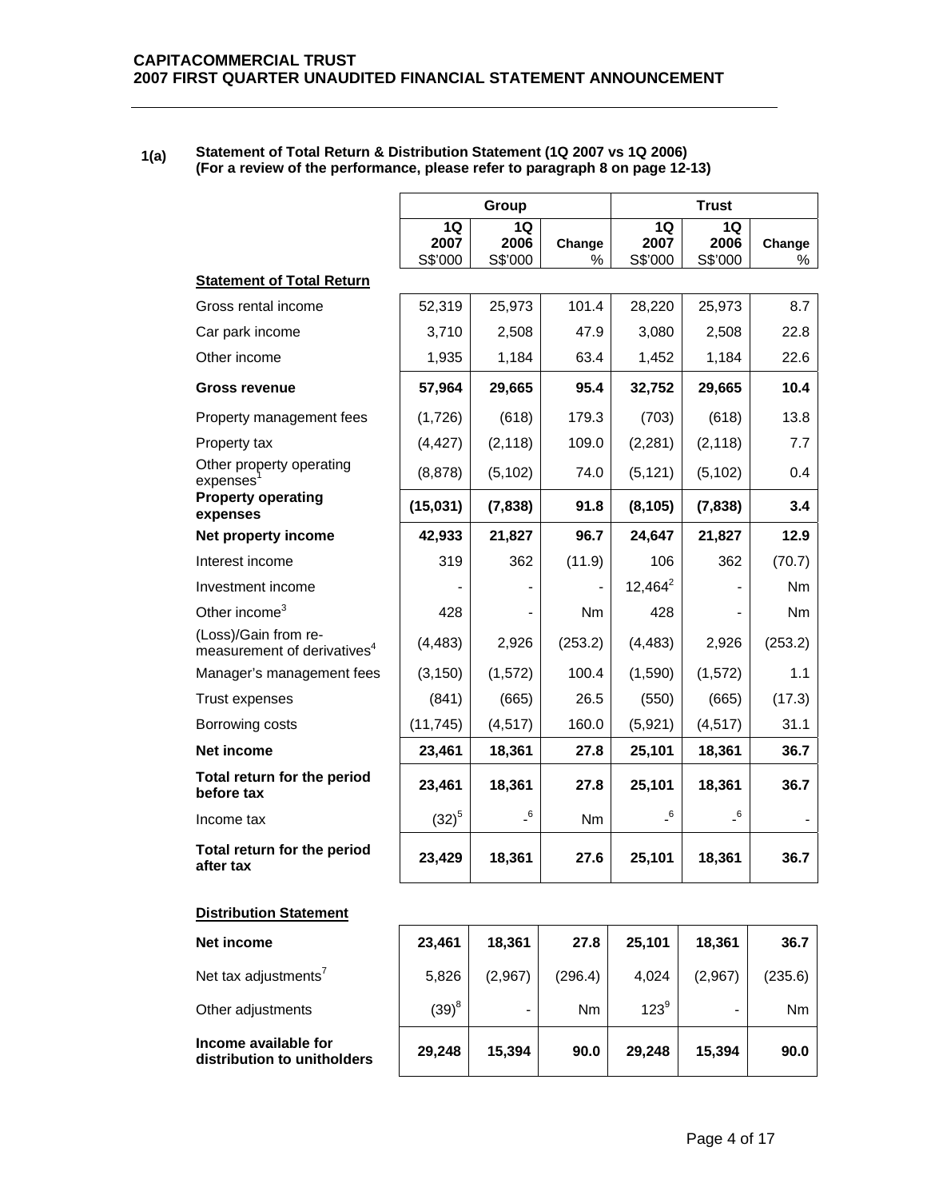**CAPITACOMMERCIAL TRUST**
**2007 FIRST QUARTER UNAUDITED FINANCIAL STATEMENT ANNOUNCEMENT**

**1(a) Statement of Total Return & Distribution Statement (1Q 2007 vs 1Q 2006)**
**(For a review of the performance, please refer to paragraph 8 on page 12-13)**

| | Group | | | Trust | | |
|---|---|---|---|---|---|---|
| | 1Q 2007 S$'000 | 1Q 2006 S$'000 | Change % | 1Q 2007 S$'000 | 1Q 2006 S$'000 | Change % |
| **Statement of Total Return** | | | | | | |
| Gross rental income | 52,319 | 25,973 | 101.4 | 28,220 | 25,973 | 8.7 |
| Car park income | 3,710 | 2,508 | 47.9 | 3,080 | 2,508 | 22.8 |
| Other income | 1,935 | 1,184 | 63.4 | 1,452 | 1,184 | 22.6 |
| **Gross revenue** | **57,964** | **29,665** | **95.4** | **32,752** | **29,665** | **10.4** |
| Property management fees | (1,726) | (618) | 179.3 | (703) | (618) | 13.8 |
| Property tax | (4,427) | (2,118) | 109.0 | (2,281) | (2,118) | 7.7 |
| Other property operating expenses[1] | (8,878) | (5,102) | 74.0 | (5,121) | (5,102) | 0.4 |
| **Property operating expenses** | **(15,031)** | **(7,838)** | **91.8** | **(8,105)** | **(7,838)** | **3.4** |
| **Net property income** | **42,933** | **21,827** | **96.7** | **24,647** | **21,827** | **12.9** |
| Interest income | 319 | 362 | (11.9) | 106 | 362 | (70.7) |
| Investment income | - | - | - | 12,464[2] | - | Nm |
| Other income[3] | 428 | - | Nm | 428 | - | Nm |
| (Loss)/Gain from re-measurement of derivatives[4] | (4,483) | 2,926 | (253.2) | (4,483) | 2,926 | (253.2) |
| Manager's management fees | (3,150) | (1,572) | 100.4 | (1,590) | (1,572) | 1.1 |
| Trust expenses | (841) | (665) | 26.5 | (550) | (665) | (17.3) |
| Borrowing costs | (11,745) | (4,517) | 160.0 | (5,921) | (4,517) | 31.1 |
| **Net income** | **23,461** | **18,361** | **27.8** | **25,101** | **18,361** | **36.7** |
| **Total return for the period before tax** | **23,461** | **18,361** | **27.8** | **25,101** | **18,361** | **36.7** |
| Income tax | (32)[5] | -[6] | Nm | -[6] | -[6] | - |
| **Total return for the period after tax** | **23,429** | **18,361** | **27.6** | **25,101** | **18,361** | **36.7** |
| **Distribution Statement** | | | | | | |
| **Net income** | **23,461** | **18,361** | **27.8** | **25,101** | **18,361** | **36.7** |
| Net tax adjustments[7] | 5,826 | (2,967) | (296.4) | 4,024 | (2,967) | (235.6) |
| Other adjustments | (39)[8] | - | Nm | 123[9] | - | Nm |
| **Income available for distribution to unitholders** | **29,248** | **15,394** | **90.0** | **29,248** | **15,394** | **90.0** |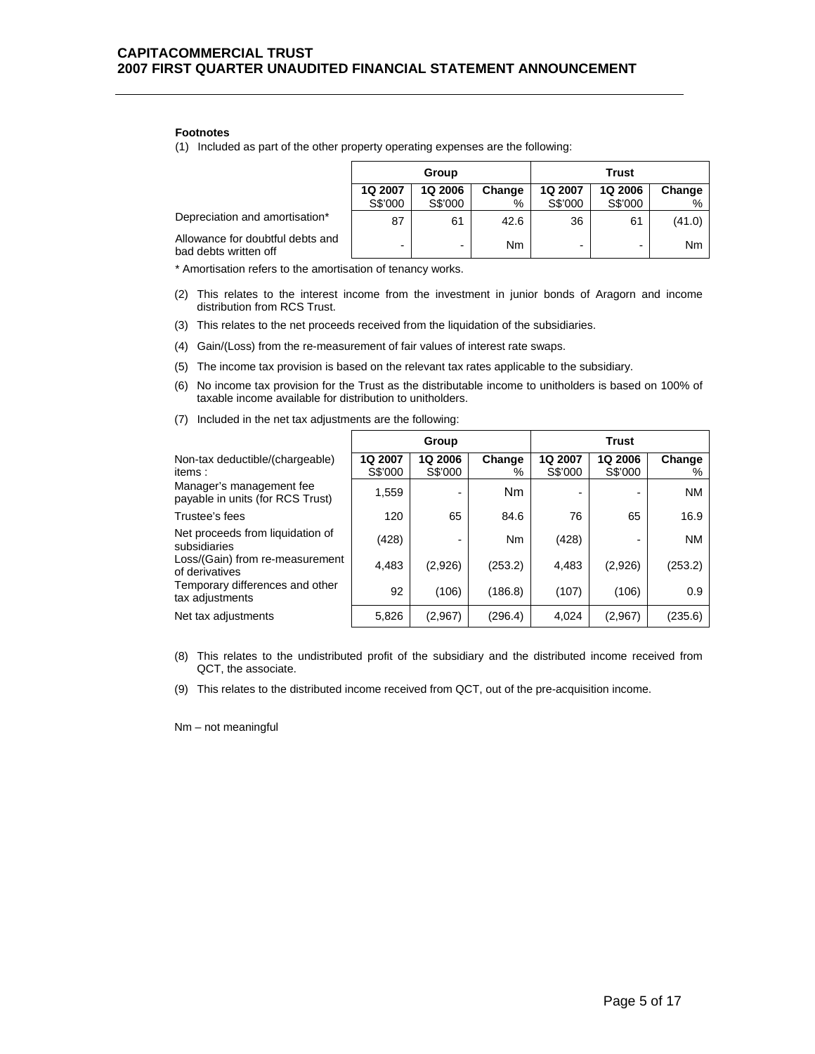**Footnotes**

(1) Included as part of the other property operating expenses are the following:

| | Group | | | Trust | | |
|---|---|---|---|---|---|---|
| | 1Q 2007 S$'000 | 1Q 2006 S$'000 | Change % | 1Q 2007 S$'000 | 1Q 2006 S$'000 | Change % |
| Depreciation and amortisation* | 87 | 61 | 42.6 | 36 | 61 | (41.0) |
| Allowance for doubtful debts and bad debts written off | - | - | Nm | - | - | Nm |

\* Amortisation refers to the amortisation of tenancy works.

(2) This relates to the interest income from the investment in junior bonds of Aragorn and income distribution from RCS Trust.

(3) This relates to the net proceeds received from the liquidation of the subsidiaries.

(4) Gain/(Loss) from the re-measurement of fair values of interest rate swaps.

(5) The income tax provision is based on the relevant tax rates applicable to the subsidiary.

(6) No income tax provision for the Trust as the distributable income to unitholders is based on 100% of taxable income available for distribution to unitholders.

(7) Included in the net tax adjustments are the following:

| | Group | | | Trust | | |
|---|---|---|---|---|---|---|
| Non-tax deductible/(chargeable) items : | 1Q 2007 S$'000 | 1Q 2006 S$'000 | Change % | 1Q 2007 S$'000 | 1Q 2006 S$'000 | Change % |
| Manager's management fee payable in units (for RCS Trust) | 1,559 | - | Nm | - | - | NM |
| Trustee's fees | 120 | 65 | 84.6 | 76 | 65 | 16.9 |
| Net proceeds from liquidation of subsidiaries | (428) | - | Nm | (428) | - | NM |
| Loss/(Gain) from re-measurement of derivatives | 4,483 | (2,926) | (253.2) | 4,483 | (2,926) | (253.2) |
| Temporary differences and other tax adjustments | 92 | (106) | (186.8) | (107) | (106) | 0.9 |
| Net tax adjustments | 5,826 | (2,967) | (296.4) | 4,024 | (2,967) | (235.6) |

(8) This relates to the undistributed profit of the subsidiary and the distributed income received from QCT, the associate.

(9) This relates to the distributed income received from QCT, out of the pre-acquisition income.

Nm – not meaningful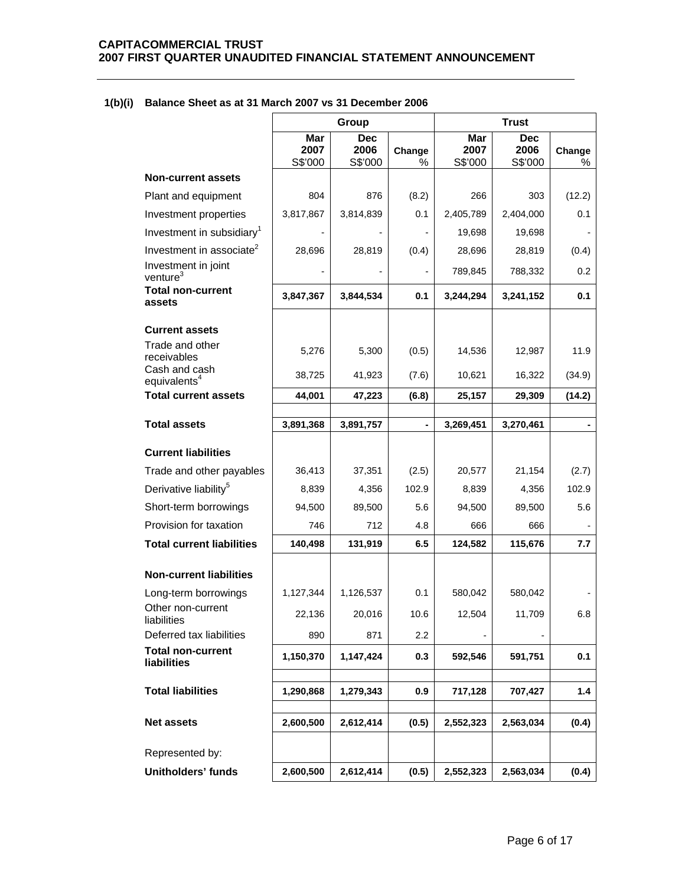## 1(b)(i) Balance Sheet as at 31 March 2007 vs 31 December 2006

| | Group | | | Trust | | |
|---|---|---|---|---|---|---|
| | Mar 2007 S$'000 | Dec 2006 S$'000 | Change % | Mar 2007 S$'000 | Dec 2006 S$'000 | Change % |
| **Non-current assets** | | | | | | |
| Plant and equipment | 804 | 876 | (8.2) | 266 | 303 | (12.2) |
| Investment properties | 3,817,867 | 3,814,839 | 0.1 | 2,405,789 | 2,404,000 | 0.1 |
| Investment in subsidiary[1] | - | - | - | 19,698 | 19,698 | - |
| Investment in associate[2] | 28,696 | 28,819 | (0.4) | 28,696 | 28,819 | (0.4) |
| Investment in joint venture[3] | - | - | - | 789,845 | 788,332 | 0.2 |
| **Total non-current assets** | **3,847,367** | **3,844,534** | **0.1** | **3,244,294** | **3,241,152** | **0.1** |
| | | | | | | |
| **Current assets** | | | | | | |
| Trade and other receivables | 5,276 | 5,300 | (0.5) | 14,536 | 12,987 | 11.9 |
| Cash and cash equivalents[4] | 38,725 | 41,923 | (7.6) | 10,621 | 16,322 | (34.9) |
| **Total current assets** | **44,001** | **47,223** | **(6.8)** | **25,157** | **29,309** | **(14.2)** |
| | | | | | | |
| **Total assets** | **3,891,368** | **3,891,757** | **-** | **3,269,451** | **3,270,461** | **-** |
| | | | | | | |
| **Current liabilities** | | | | | | |
| Trade and other payables | 36,413 | 37,351 | (2.5) | 20,577 | 21,154 | (2.7) |
| Derivative liability[5] | 8,839 | 4,356 | 102.9 | 8,839 | 4,356 | 102.9 |
| Short-term borrowings | 94,500 | 89,500 | 5.6 | 94,500 | 89,500 | 5.6 |
| Provision for taxation | 746 | 712 | 4.8 | 666 | 666 | - |
| **Total current liabilities** | **140,498** | **131,919** | **6.5** | **124,582** | **115,676** | **7.7** |
| | | | | | | |
| **Non-current liabilities** | | | | | | |
| Long-term borrowings | 1,127,344 | 1,126,537 | 0.1 | 580,042 | 580,042 | - |
| Other non-current liabilities | 22,136 | 20,016 | 10.6 | 12,504 | 11,709 | 6.8 |
| Deferred tax liabilities | 890 | 871 | 2.2 | - | - | |
| **Total non-current liabilities** | **1,150,370** | **1,147,424** | **0.3** | **592,546** | **591,751** | **0.1** |
| | | | | | | |
| **Total liabilities** | **1,290,868** | **1,279,343** | **0.9** | **717,128** | **707,427** | **1.4** |
| | | | | | | |
| **Net assets** | **2,600,500** | **2,612,414** | **(0.5)** | **2,552,323** | **2,563,034** | **(0.4)** |
| | | | | | | |
| Represented by: | | | | | | |
| **Unitholders' funds** | **2,600,500** | **2,612,414** | **(0.5)** | **2,552,323** | **2,563,034** | **(0.4)** |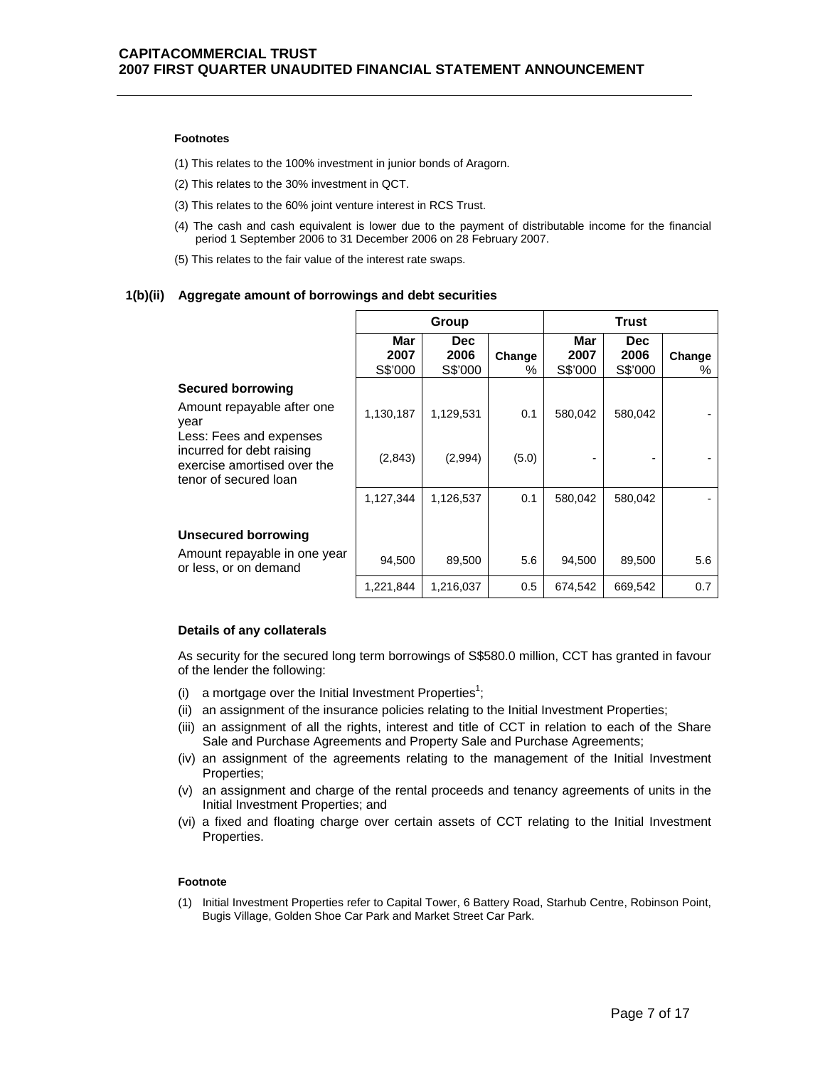**Footnotes**

(1) This relates to the 100% investment in junior bonds of Aragorn.

(2) This relates to the 30% investment in QCT.

(3) This relates to the 60% joint venture interest in RCS Trust.

(4) The cash and cash equivalent is lower due to the payment of distributable income for the financial period 1 September 2006 to 31 December 2006 on 28 February 2007.

(5) This relates to the fair value of the interest rate swaps.

### 1(b)(ii) Aggregate amount of borrowings and debt securities

| | Group | | | Trust | | |
|---|---|---|---|---|---|---|
| | **Mar 2007** S$'000 | **Dec 2006** S$'000 | **Change** % | **Mar 2007** S$'000 | **Dec 2006** S$'000 | **Change** % |
| **Secured borrowing** | | | | | | |
| Amount repayable after one year | 1,130,187 | 1,129,531 | 0.1 | 580,042 | 580,042 | - |
| Less: Fees and expenses incurred for debt raising exercise amortised over the tenor of secured loan | (2,843) | (2,994) | (5.0) | - | - | - |
| | 1,127,344 | 1,126,537 | 0.1 | 580,042 | 580,042 | - |
| **Unsecured borrowing** | | | | | | |
| Amount repayable in one year or less, or on demand | 94,500 | 89,500 | 5.6 | 94,500 | 89,500 | 5.6 |
| | 1,221,844 | 1,216,037 | 0.5 | 674,542 | 669,542 | 0.7 |

**Details of any collaterals**

As security for the secured long term borrowings of S$580.0 million, CCT has granted in favour of the lender the following:

(i) a mortgage over the Initial Investment Properties[1];
(ii) an assignment of the insurance policies relating to the Initial Investment Properties;
(iii) an assignment of all the rights, interest and title of CCT in relation to each of the Share Sale and Purchase Agreements and Property Sale and Purchase Agreements;
(iv) an assignment of the agreements relating to the management of the Initial Investment Properties;
(v) an assignment and charge of the rental proceeds and tenancy agreements of units in the Initial Investment Properties; and
(vi) a fixed and floating charge over certain assets of CCT relating to the Initial Investment Properties.

**Footnote**

(1) Initial Investment Properties refer to Capital Tower, 6 Battery Road, Starhub Centre, Robinson Point, Bugis Village, Golden Shoe Car Park and Market Street Car Park.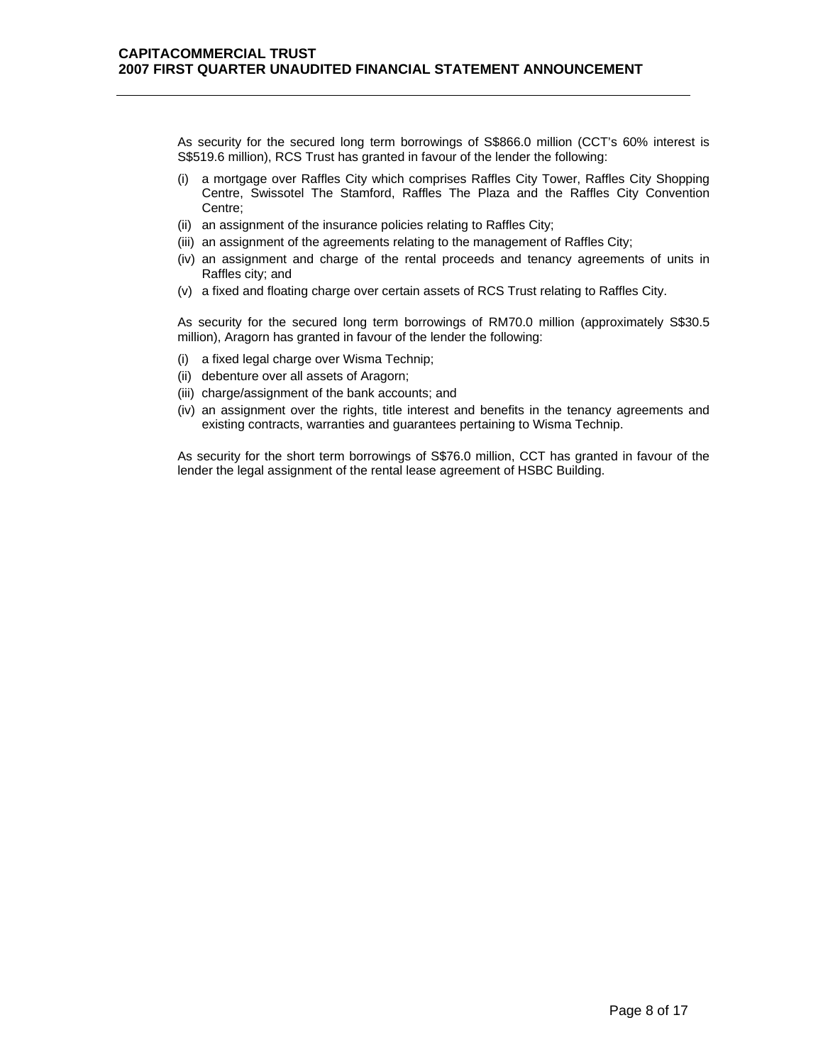As security for the secured long term borrowings of S$866.0 million (CCT's 60% interest is S$519.6 million), RCS Trust has granted in favour of the lender the following:

(i) a mortgage over Raffles City which comprises Raffles City Tower, Raffles City Shopping Centre, Swissotel The Stamford, Raffles The Plaza and the Raffles City Convention Centre;
(ii) an assignment of the insurance policies relating to Raffles City;
(iii) an assignment of the agreements relating to the management of Raffles City;
(iv) an assignment and charge of the rental proceeds and tenancy agreements of units in Raffles city; and
(v) a fixed and floating charge over certain assets of RCS Trust relating to Raffles City.

As security for the secured long term borrowings of RM70.0 million (approximately S$30.5 million), Aragorn has granted in favour of the lender the following:

(i) a fixed legal charge over Wisma Technip;
(ii) debenture over all assets of Aragorn;
(iii) charge/assignment of the bank accounts; and
(iv) an assignment over the rights, title interest and benefits in the tenancy agreements and existing contracts, warranties and guarantees pertaining to Wisma Technip.

As security for the short term borrowings of S$76.0 million, CCT has granted in favour of the lender the legal assignment of the rental lease agreement of HSBC Building.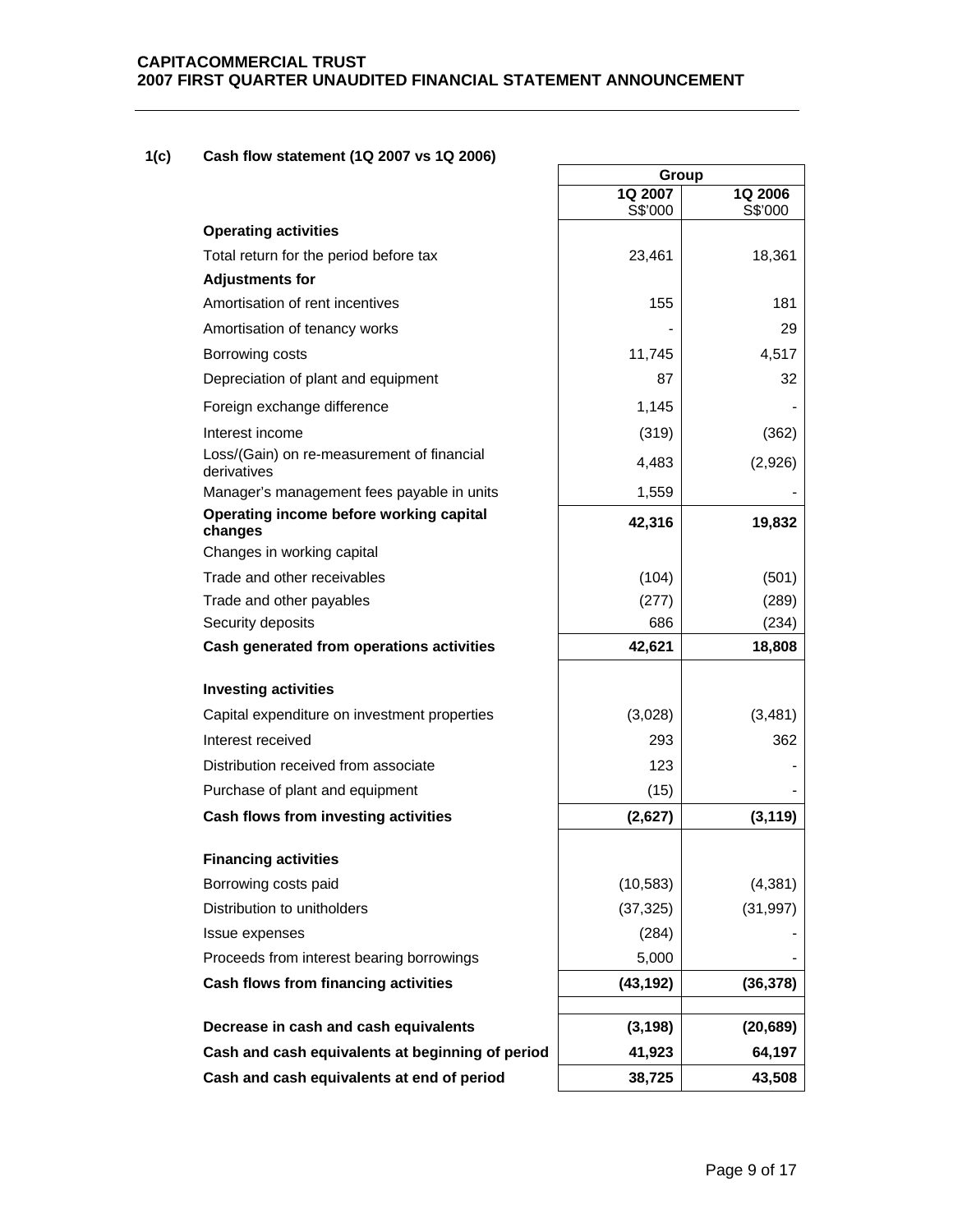### 1(c) Cash flow statement (1Q 2007 vs 1Q 2006)

| | Group | |
|---|---|---|
| | 1Q 2007<br>S$'000 | 1Q 2006<br>S$'000 |
| **Operating activities** | | |
| Total return for the period before tax | 23,461 | 18,361 |
| **Adjustments for** | | |
| Amortisation of rent incentives | 155 | 181 |
| Amortisation of tenancy works | - | 29 |
| Borrowing costs | 11,745 | 4,517 |
| Depreciation of plant and equipment | 87 | 32 |
| Foreign exchange difference | 1,145 | - |
| Interest income | (319) | (362) |
| Loss/(Gain) on re-measurement of financial derivatives | 4,483 | (2,926) |
| Manager's management fees payable in units | 1,559 | - |
| **Operating income before working capital changes** | **42,316** | **19,832** |
| Changes in working capital | | |
| Trade and other receivables | (104) | (501) |
| Trade and other payables | (277) | (289) |
| Security deposits | 686 | (234) |
| **Cash generated from operations activities** | **42,621** | **18,808** |
| **Investing activities** | | |
| Capital expenditure on investment properties | (3,028) | (3,481) |
| Interest received | 293 | 362 |
| Distribution received from associate | 123 | - |
| Purchase of plant and equipment | (15) | - |
| **Cash flows from investing activities** | **(2,627)** | **(3,119)** |
| **Financing activities** | | |
| Borrowing costs paid | (10,583) | (4,381) |
| Distribution to unitholders | (37,325) | (31,997) |
| Issue expenses | (284) | - |
| Proceeds from interest bearing borrowings | 5,000 | - |
| **Cash flows from financing activities** | **(43,192)** | **(36,378)** |
| **Decrease in cash and cash equivalents** | **(3,198)** | **(20,689)** |
| **Cash and cash equivalents at beginning of period** | **41,923** | **64,197** |
| **Cash and cash equivalents at end of period** | **38,725** | **43,508** |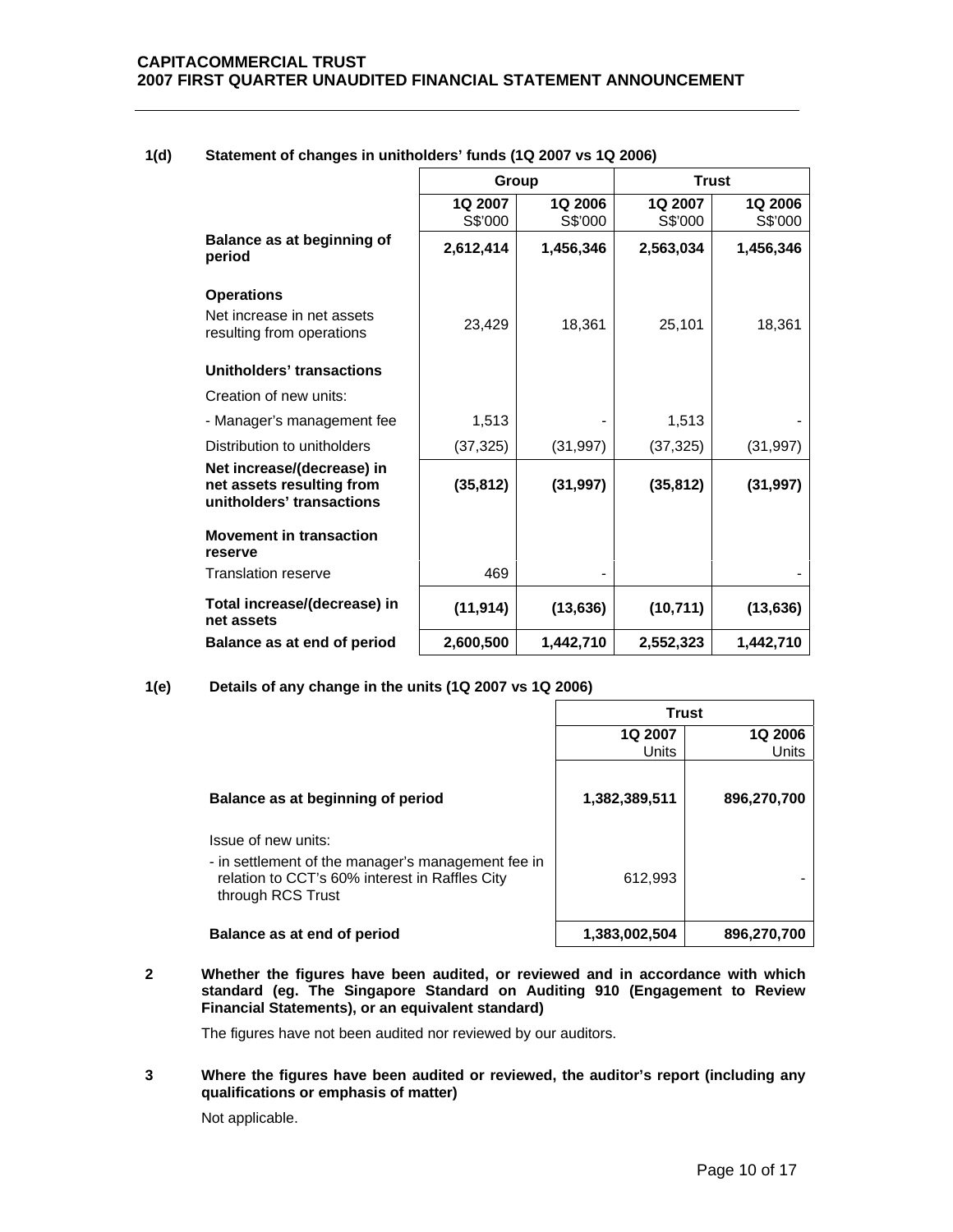### 1(d) Statement of changes in unitholders' funds (1Q 2007 vs 1Q 2006)

| | Group | | Trust | |
|---|---|---|---|---|
| | 1Q 2007 S$'000 | 1Q 2006 S$'000 | 1Q 2007 S$'000 | 1Q 2006 S$'000 |
| **Balance as at beginning of period** | **2,612,414** | **1,456,346** | **2,563,034** | **1,456,346** |
| **Operations** | | | | |
| Net increase in net assets resulting from operations | 23,429 | 18,361 | 25,101 | 18,361 |
| **Unitholders' transactions** | | | | |
| Creation of new units: | | | | |
| - Manager's management fee | 1,513 | - | 1,513 | - |
| Distribution to unitholders | (37,325) | (31,997) | (37,325) | (31,997) |
| **Net increase/(decrease) in net assets resulting from unitholders' transactions** | **(35,812)** | **(31,997)** | **(35,812)** | **(31,997)** |
| **Movement in transaction reserve** | | | | |
| Translation reserve | 469 | - | | - |
| **Total increase/(decrease) in net assets** | **(11,914)** | **(13,636)** | **(10,711)** | **(13,636)** |
| **Balance as at end of period** | **2,600,500** | **1,442,710** | **2,552,323** | **1,442,710** |

### 1(e) Details of any change in the units (1Q 2007 vs 1Q 2006)

| | Trust | |
|---|---|---|
| | 1Q 2007 Units | 1Q 2006 Units |
| **Balance as at beginning of period** | **1,382,389,511** | **896,270,700** |
| Issue of new units: | | |
| - in settlement of the manager's management fee in relation to CCT's 60% interest in Raffles City through RCS Trust | 612,993 | - |
| **Balance as at end of period** | **1,383,002,504** | **896,270,700** |

**2 Whether the figures have been audited, or reviewed and in accordance with which standard (eg. The Singapore Standard on Auditing 910 (Engagement to Review Financial Statements), or an equivalent standard)**

The figures have not been audited nor reviewed by our auditors.

**3 Where the figures have been audited or reviewed, the auditor's report (including any qualifications or emphasis of matter)**

Not applicable.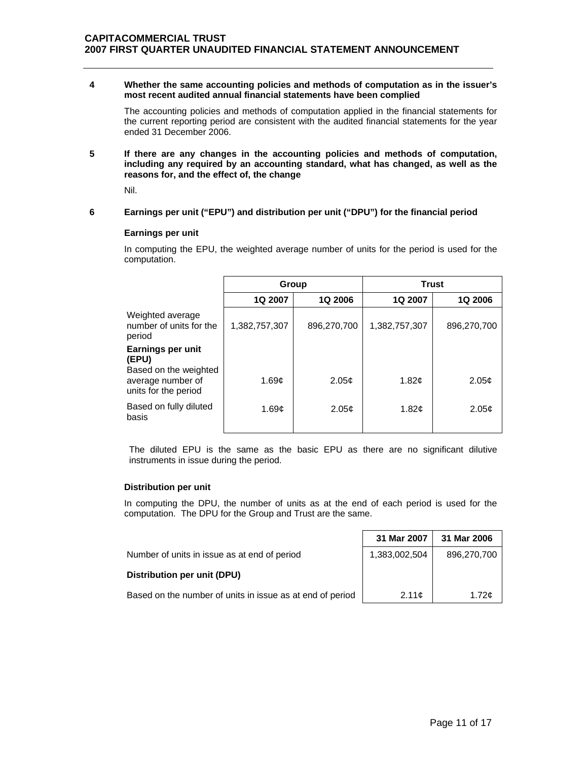**4 Whether the same accounting policies and methods of computation as in the issuer's most recent audited annual financial statements have been complied**

The accounting policies and methods of computation applied in the financial statements for the current reporting period are consistent with the audited financial statements for the year ended 31 December 2006.

**5 If there are any changes in the accounting policies and methods of computation, including any required by an accounting standard, what has changed, as well as the reasons for, and the effect of, the change**

Nil.

**6 Earnings per unit ("EPU") and distribution per unit ("DPU") for the financial period**

**Earnings per unit**

In computing the EPU, the weighted average number of units for the period is used for the computation.

| | Group | | Trust | |
|---|---|---|---|---|
| | 1Q 2007 | 1Q 2006 | 1Q 2007 | 1Q 2006 |
| Weighted average number of units for the period | 1,382,757,307 | 896,270,700 | 1,382,757,307 | 896,270,700 |
| **Earnings per unit (EPU)** | | | | |
| Based on the weighted average number of units for the period | 1.69¢ | 2.05¢ | 1.82¢ | 2.05¢ |
| Based on fully diluted basis | 1.69¢ | 2.05¢ | 1.82¢ | 2.05¢ |

The diluted EPU is the same as the basic EPU as there are no significant dilutive instruments in issue during the period.

**Distribution per unit**

In computing the DPU, the number of units as at the end of each period is used for the computation. The DPU for the Group and Trust are the same.

| | 31 Mar 2007 | 31 Mar 2006 |
|---|---|---|
| Number of units in issue as at end of period | 1,383,002,504 | 896,270,700 |
| **Distribution per unit (DPU)** | | |
| Based on the number of units in issue as at end of period | 2.11¢ | 1.72¢ |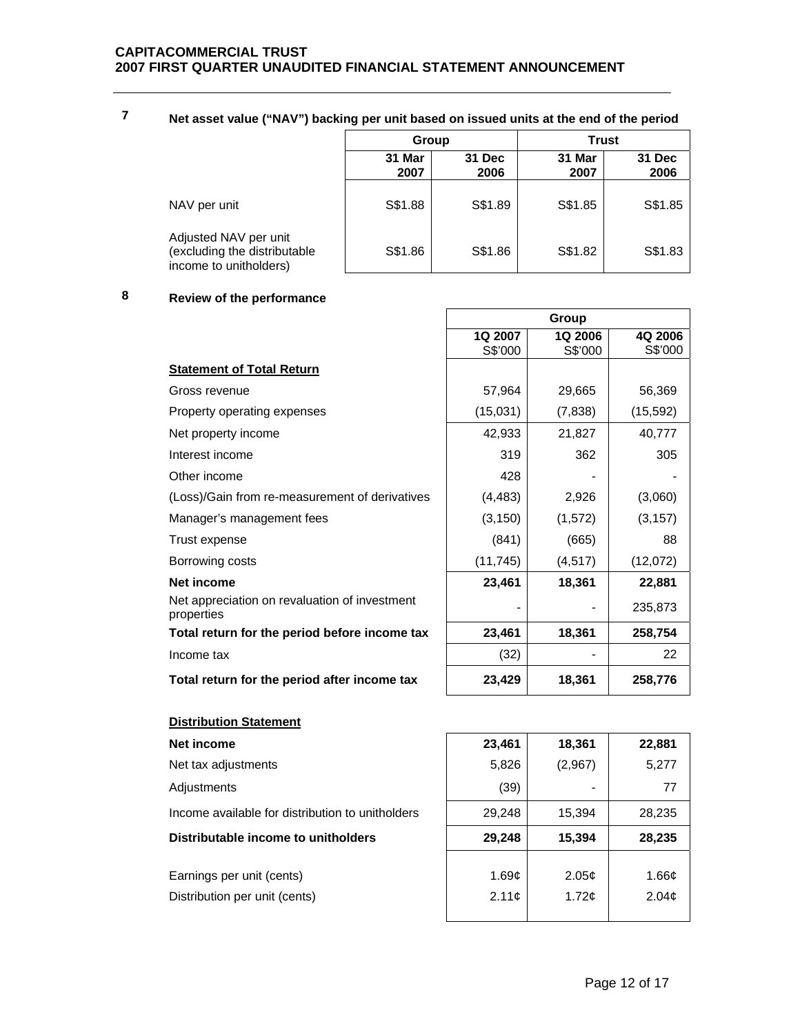## 7 Net asset value ("NAV") backing per unit based on issued units at the end of the period

| | Group | | Trust | |
|---|---|---|---|---|
| | 31 Mar 2007 | 31 Dec 2006 | 31 Mar 2007 | 31 Dec 2006 |
| NAV per unit | S$1.88 | S$1.89 | S$1.85 | S$1.85 |
| Adjusted NAV per unit (excluding the distributable income to unitholders) | S$1.86 | S$1.86 | S$1.82 | S$1.83 |

## 8 Review of the performance

| | Group | | |
|---|---|---|---|
| | 1Q 2007 S$'000 | 1Q 2006 S$'000 | 4Q 2006 S$'000 |
| **Statement of Total Return** | | | |
| Gross revenue | 57,964 | 29,665 | 56,369 |
| Property operating expenses | (15,031) | (7,838) | (15,592) |
| Net property income | 42,933 | 21,827 | 40,777 |
| Interest income | 319 | 362 | 305 |
| Other income | 428 | - | - |
| (Loss)/Gain from re-measurement of derivatives | (4,483) | 2,926 | (3,060) |
| Manager's management fees | (3,150) | (1,572) | (3,157) |
| Trust expense | (841) | (665) | 88 |
| Borrowing costs | (11,745) | (4,517) | (12,072) |
| **Net income** | **23,461** | **18,361** | **22,881** |
| Net appreciation on revaluation of investment properties | - | - | 235,873 |
| **Total return for the period before income tax** | **23,461** | **18,361** | **258,754** |
| Income tax | (32) | - | 22 |
| **Total return for the period after income tax** | **23,429** | **18,361** | **258,776** |
| | | | |
| **Distribution Statement** | | | |
| **Net income** | **23,461** | **18,361** | **22,881** |
| Net tax adjustments | 5,826 | (2,967) | 5,277 |
| Adjustments | (39) | - | 77 |
| Income available for distribution to unitholders | 29,248 | 15,394 | 28,235 |
| **Distributable income to unitholders** | **29,248** | **15,394** | **28,235** |
| | | | |
| Earnings per unit (cents) | 1.69¢ | 2.05¢ | 1.66¢ |
| Distribution per unit (cents) | 2.11¢ | 1.72¢ | 2.04¢ |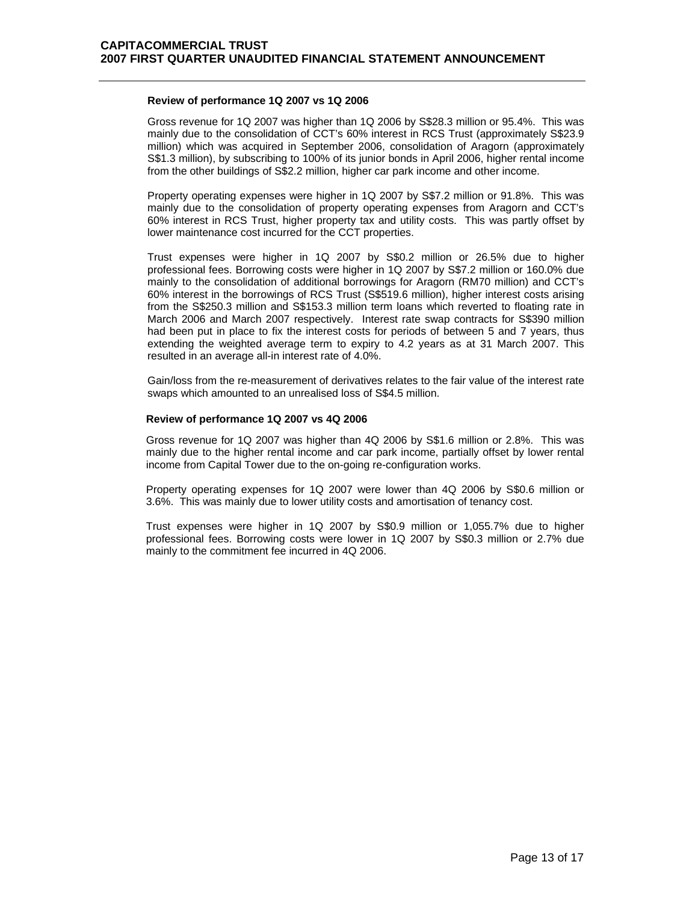**Review of performance 1Q 2007 vs 1Q 2006**

Gross revenue for 1Q 2007 was higher than 1Q 2006 by S$28.3 million or 95.4%. This was mainly due to the consolidation of CCT's 60% interest in RCS Trust (approximately S$23.9 million) which was acquired in September 2006, consolidation of Aragorn (approximately S$1.3 million), by subscribing to 100% of its junior bonds in April 2006, higher rental income from the other buildings of S$2.2 million, higher car park income and other income.

Property operating expenses were higher in 1Q 2007 by S$7.2 million or 91.8%. This was mainly due to the consolidation of property operating expenses from Aragorn and CCT's 60% interest in RCS Trust, higher property tax and utility costs. This was partly offset by lower maintenance cost incurred for the CCT properties.

Trust expenses were higher in 1Q 2007 by S$0.2 million or 26.5% due to higher professional fees. Borrowing costs were higher in 1Q 2007 by S$7.2 million or 160.0% due mainly to the consolidation of additional borrowings for Aragorn (RM70 million) and CCT's 60% interest in the borrowings of RCS Trust (S$519.6 million), higher interest costs arising from the S$250.3 million and S$153.3 million term loans which reverted to floating rate in March 2006 and March 2007 respectively. Interest rate swap contracts for S$390 million had been put in place to fix the interest costs for periods of between 5 and 7 years, thus extending the weighted average term to expiry to 4.2 years as at 31 March 2007. This resulted in an average all-in interest rate of 4.0%.

Gain/loss from the re-measurement of derivatives relates to the fair value of the interest rate swaps which amounted to an unrealised loss of S$4.5 million.

**Review of performance 1Q 2007 vs 4Q 2006**

Gross revenue for 1Q 2007 was higher than 4Q 2006 by S$1.6 million or 2.8%. This was mainly due to the higher rental income and car park income, partially offset by lower rental income from Capital Tower due to the on-going re-configuration works.

Property operating expenses for 1Q 2007 were lower than 4Q 2006 by S$0.6 million or 3.6%. This was mainly due to lower utility costs and amortisation of tenancy cost.

Trust expenses were higher in 1Q 2007 by S$0.9 million or 1,055.7% due to higher professional fees. Borrowing costs were lower in 1Q 2007 by S$0.3 million or 2.7% due mainly to the commitment fee incurred in 4Q 2006.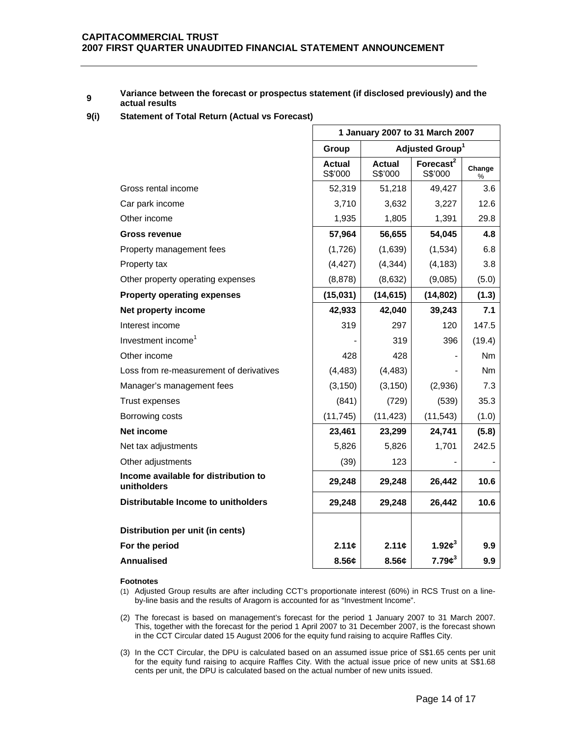## 9 Variance between the forecast or prospectus statement (if disclosed previously) and the actual results

### 9(i) Statement of Total Return (Actual vs Forecast)

| | 1 January 2007 to 31 March 2007 | | | |
|---|---|---|---|---|
| | Group | Adjusted Group[1] | | |
| | Actual S$'000 | Actual S$'000 | Forecast[2] S$'000 | Change % |
| Gross rental income | 52,319 | 51,218 | 49,427 | 3.6 |
| Car park income | 3,710 | 3,632 | 3,227 | 12.6 |
| Other income | 1,935 | 1,805 | 1,391 | 29.8 |
| **Gross revenue** | **57,964** | **56,655** | **54,045** | **4.8** |
| Property management fees | (1,726) | (1,639) | (1,534) | 6.8 |
| Property tax | (4,427) | (4,344) | (4,183) | 3.8 |
| Other property operating expenses | (8,878) | (8,632) | (9,085) | (5.0) |
| **Property operating expenses** | **(15,031)** | **(14,615)** | **(14,802)** | **(1.3)** |
| **Net property income** | **42,933** | **42,040** | **39,243** | **7.1** |
| Interest income | 319 | 297 | 120 | 147.5 |
| Investment income[1] | - | 319 | 396 | (19.4) |
| Other income | 428 | 428 | - | Nm |
| Loss from re-measurement of derivatives | (4,483) | (4,483) | - | Nm |
| Manager's management fees | (3,150) | (3,150) | (2,936) | 7.3 |
| Trust expenses | (841) | (729) | (539) | 35.3 |
| Borrowing costs | (11,745) | (11,423) | (11,543) | (1.0) |
| **Net income** | **23,461** | **23,299** | **24,741** | **(5.8)** |
| Net tax adjustments | 5,826 | 5,826 | 1,701 | 242.5 |
| Other adjustments | (39) | 123 | - | - |
| **Income available for distribution to unitholders** | **29,248** | **29,248** | **26,442** | **10.6** |
| **Distributable Income to unitholders** | **29,248** | **29,248** | **26,442** | **10.6** |
| | | | | |
| **Distribution per unit (in cents)** | | | | |
| **For the period** | **2.11¢** | **2.11¢** | **1.92¢[3]** | **9.9** |
| **Annualised** | **8.56¢** | **8.56¢** | **7.79¢[3]** | **9.9** |

**Footnotes**

(1) Adjusted Group results are after including CCT's proportionate interest (60%) in RCS Trust on a line-by-line basis and the results of Aragorn is accounted for as "Investment Income".

(2) The forecast is based on management's forecast for the period 1 January 2007 to 31 March 2007. This, together with the forecast for the period 1 April 2007 to 31 December 2007, is the forecast shown in the CCT Circular dated 15 August 2006 for the equity fund raising to acquire Raffles City.

(3) In the CCT Circular, the DPU is calculated based on an assumed issue price of S$1.65 cents per unit for the equity fund raising to acquire Raffles City. With the actual issue price of new units at S$1.68 cents per unit, the DPU is calculated based on the actual number of new units issued.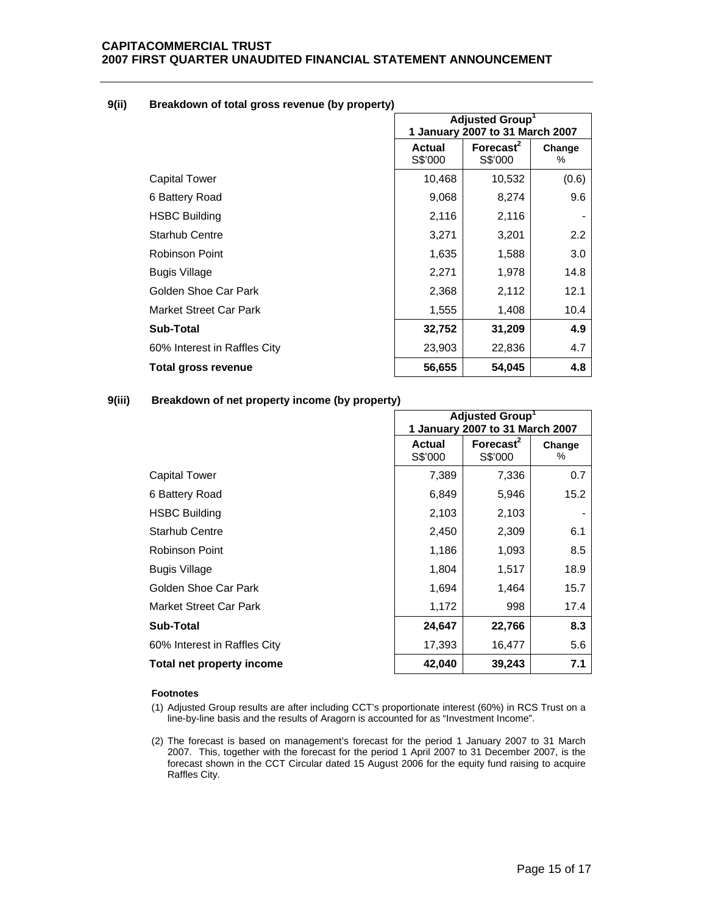### 9(ii) Breakdown of total gross revenue (by property)

| | Adjusted Group[1] 1 January 2007 to 31 March 2007 | | |
|---|---|---|---|
| | Actual S$'000 | Forecast[2] S$'000 | Change % |
| Capital Tower | 10,468 | 10,532 | (0.6) |
| 6 Battery Road | 9,068 | 8,274 | 9.6 |
| HSBC Building | 2,116 | 2,116 | - |
| Starhub Centre | 3,271 | 3,201 | 2.2 |
| Robinson Point | 1,635 | 1,588 | 3.0 |
| Bugis Village | 2,271 | 1,978 | 14.8 |
| Golden Shoe Car Park | 2,368 | 2,112 | 12.1 |
| Market Street Car Park | 1,555 | 1,408 | 10.4 |
| **Sub-Total** | **32,752** | **31,209** | **4.9** |
| 60% Interest in Raffles City | 23,903 | 22,836 | 4.7 |
| **Total gross revenue** | **56,655** | **54,045** | **4.8** |

### 9(iii) Breakdown of net property income (by property)

| | Adjusted Group[1] 1 January 2007 to 31 March 2007 | | |
|---|---|---|---|
| | Actual S$'000 | Forecast[2] S$'000 | Change % |
| Capital Tower | 7,389 | 7,336 | 0.7 |
| 6 Battery Road | 6,849 | 5,946 | 15.2 |
| HSBC Building | 2,103 | 2,103 | - |
| Starhub Centre | 2,450 | 2,309 | 6.1 |
| Robinson Point | 1,186 | 1,093 | 8.5 |
| Bugis Village | 1,804 | 1,517 | 18.9 |
| Golden Shoe Car Park | 1,694 | 1,464 | 15.7 |
| Market Street Car Park | 1,172 | 998 | 17.4 |
| **Sub-Total** | **24,647** | **22,766** | **8.3** |
| 60% Interest in Raffles City | 17,393 | 16,477 | 5.6 |
| **Total net property income** | **42,040** | **39,243** | **7.1** |

**Footnotes**

(1) Adjusted Group results are after including CCT's proportionate interest (60%) in RCS Trust on a line-by-line basis and the results of Aragorn is accounted for as "Investment Income".

(2) The forecast is based on management's forecast for the period 1 January 2007 to 31 March 2007. This, together with the forecast for the period 1 April 2007 to 31 December 2007, is the forecast shown in the CCT Circular dated 15 August 2006 for the equity fund raising to acquire Raffles City.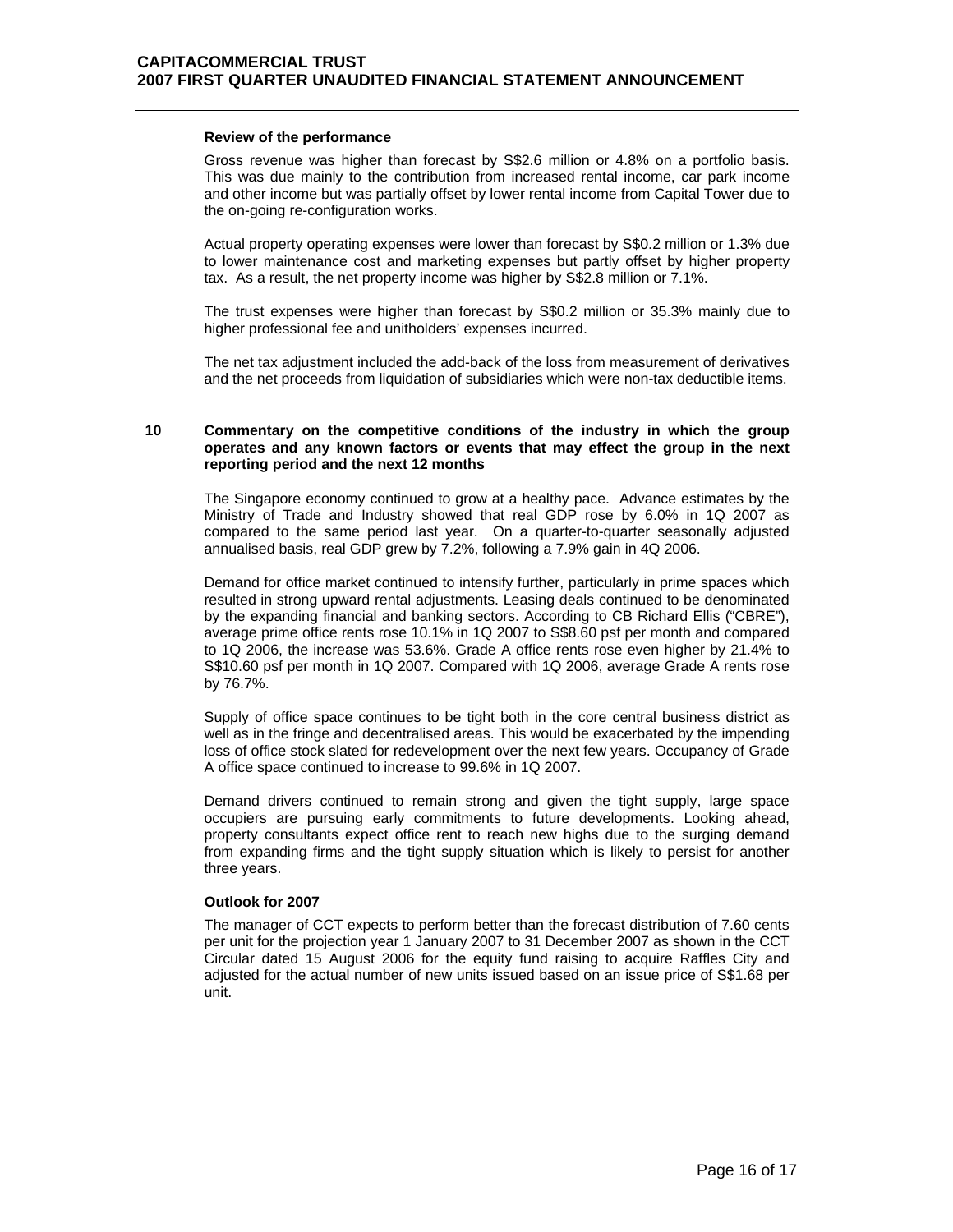**Review of the performance**

Gross revenue was higher than forecast by S$2.6 million or 4.8% on a portfolio basis. This was due mainly to the contribution from increased rental income, car park income and other income but was partially offset by lower rental income from Capital Tower due to the on-going re-configuration works.

Actual property operating expenses were lower than forecast by S$0.2 million or 1.3% due to lower maintenance cost and marketing expenses but partly offset by higher property tax. As a result, the net property income was higher by S$2.8 million or 7.1%.

The trust expenses were higher than forecast by S$0.2 million or 35.3% mainly due to higher professional fee and unitholders' expenses incurred.

The net tax adjustment included the add-back of the loss from measurement of derivatives and the net proceeds from liquidation of subsidiaries which were non-tax deductible items.

## 10 Commentary on the competitive conditions of the industry in which the group operates and any known factors or events that may effect the group in the next reporting period and the next 12 months

The Singapore economy continued to grow at a healthy pace. Advance estimates by the Ministry of Trade and Industry showed that real GDP rose by 6.0% in 1Q 2007 as compared to the same period last year. On a quarter-to-quarter seasonally adjusted annualised basis, real GDP grew by 7.2%, following a 7.9% gain in 4Q 2006.

Demand for office market continued to intensify further, particularly in prime spaces which resulted in strong upward rental adjustments. Leasing deals continued to be denominated by the expanding financial and banking sectors. According to CB Richard Ellis ("CBRE"), average prime office rents rose 10.1% in 1Q 2007 to S$8.60 psf per month and compared to 1Q 2006, the increase was 53.6%. Grade A office rents rose even higher by 21.4% to S$10.60 psf per month in 1Q 2007. Compared with 1Q 2006, average Grade A rents rose by 76.7%.

Supply of office space continues to be tight both in the core central business district as well as in the fringe and decentralised areas. This would be exacerbated by the impending loss of office stock slated for redevelopment over the next few years. Occupancy of Grade A office space continued to increase to 99.6% in 1Q 2007.

Demand drivers continued to remain strong and given the tight supply, large space occupiers are pursuing early commitments to future developments. Looking ahead, property consultants expect office rent to reach new highs due to the surging demand from expanding firms and the tight supply situation which is likely to persist for another three years.

**Outlook for 2007**

The manager of CCT expects to perform better than the forecast distribution of 7.60 cents per unit for the projection year 1 January 2007 to 31 December 2007 as shown in the CCT Circular dated 15 August 2006 for the equity fund raising to acquire Raffles City and adjusted for the actual number of new units issued based on an issue price of S$1.68 per unit.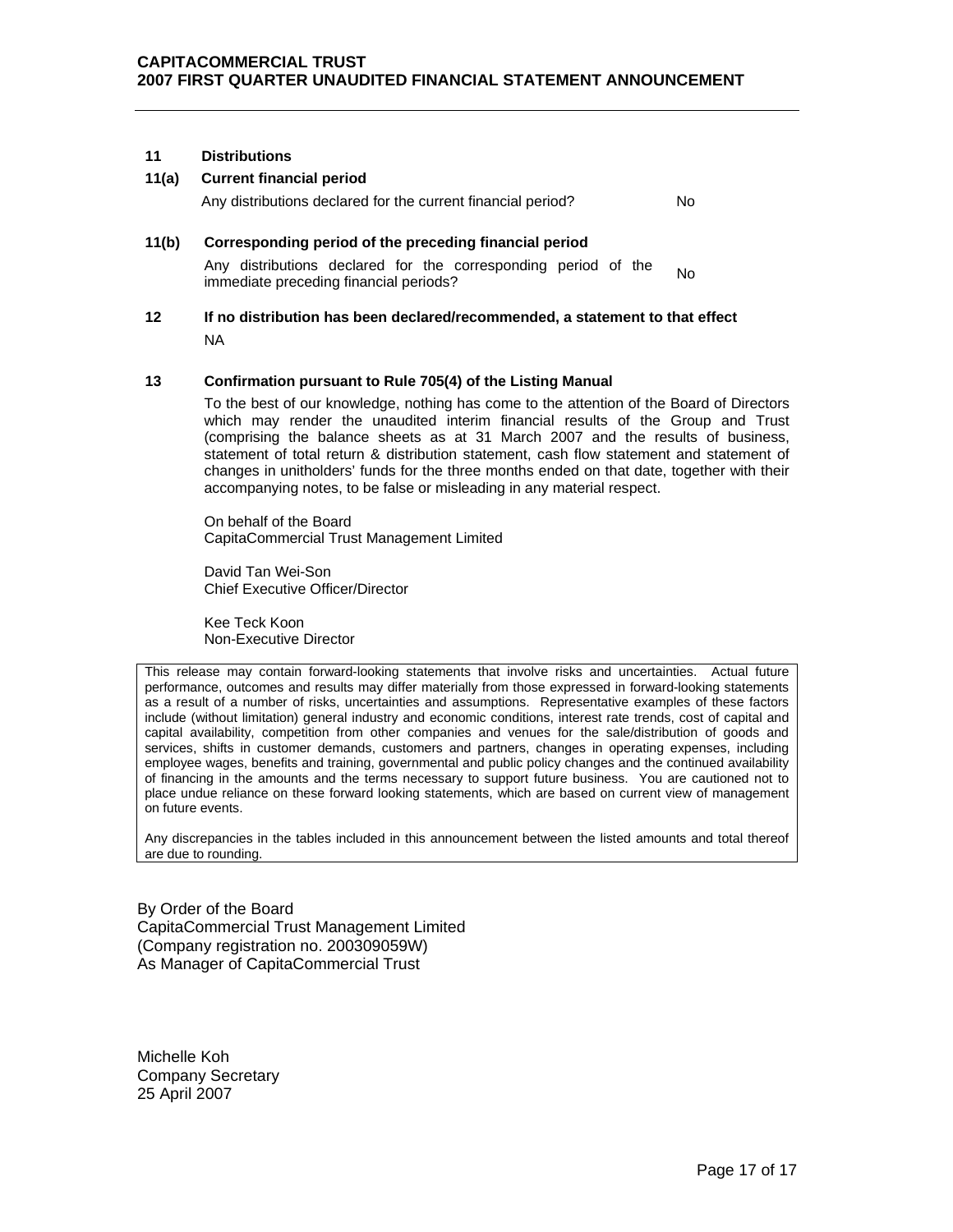### 11 Distributions

### 11(a) Current financial period

| | |
|---|---|
| Any distributions declared for the current financial period? | No |

### 11(b) Corresponding period of the preceding financial period

| | |
|---|---|
| Any distributions declared for the corresponding period of the immediate preceding financial periods? | No |

### 12 If no distribution has been declared/recommended, a statement to that effect

NA

### 13 Confirmation pursuant to Rule 705(4) of the Listing Manual

To the best of our knowledge, nothing has come to the attention of the Board of Directors which may render the unaudited interim financial results of the Group and Trust (comprising the balance sheets as at 31 March 2007 and the results of business, statement of total return & distribution statement, cash flow statement and statement of changes in unitholders' funds for the three months ended on that date, together with their accompanying notes, to be false or misleading in any material respect.

On behalf of the Board
CapitaCommercial Trust Management Limited

David Tan Wei-Son
Chief Executive Officer/Director

Kee Teck Koon
Non-Executive Director

This release may contain forward-looking statements that involve risks and uncertainties. Actual future performance, outcomes and results may differ materially from those expressed in forward-looking statements as a result of a number of risks, uncertainties and assumptions. Representative examples of these factors include (without limitation) general industry and economic conditions, interest rate trends, cost of capital and capital availability, competition from other companies and venues for the sale/distribution of goods and services, shifts in customer demands, customers and partners, changes in operating expenses, including employee wages, benefits and training, governmental and public policy changes and the continued availability of financing in the amounts and the terms necessary to support future business. You are cautioned not to place undue reliance on these forward looking statements, which are based on current view of management on future events.

Any discrepancies in the tables included in this announcement between the listed amounts and total thereof are due to rounding.

By Order of the Board
CapitaCommercial Trust Management Limited
(Company registration no. 200309059W)
As Manager of CapitaCommercial Trust

Michelle Koh
Company Secretary
25 April 2007